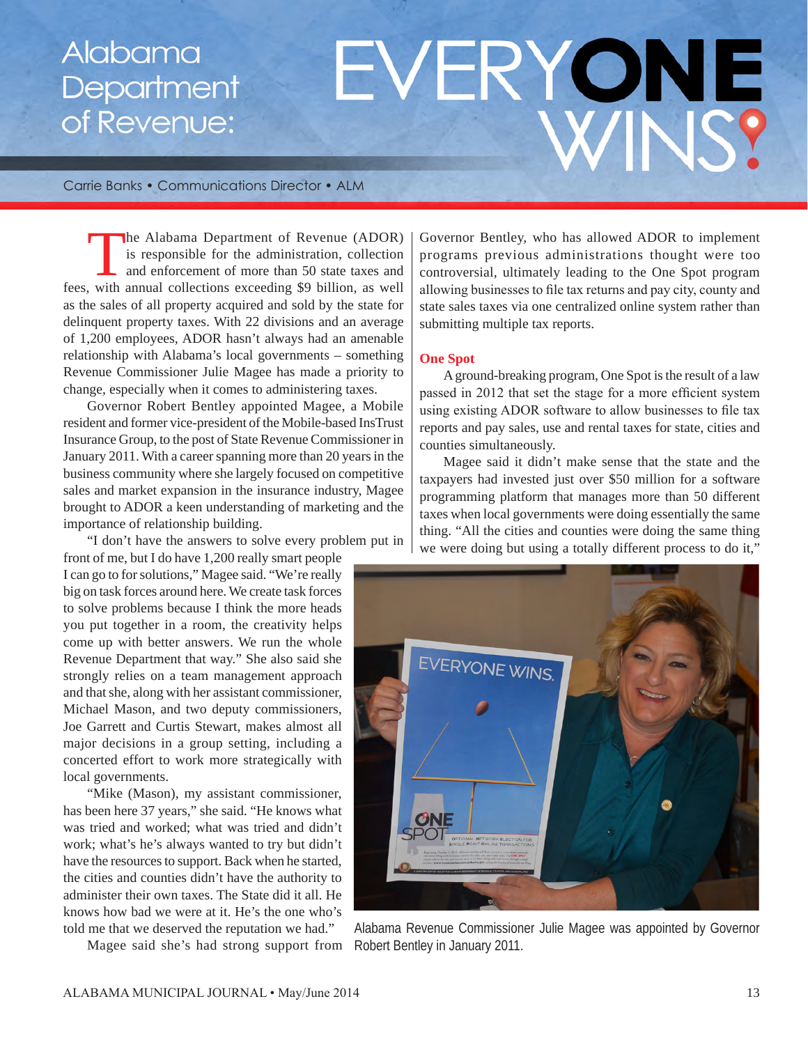# Alabama Department of Revenue: EVERYONE WINS!

Carrie Banks • Communications Director • ALM

The Alabama Department of Revenue (ADOR) is responsible for the administration, collection and enforcement of more than 50 state taxes and fees, with annual collections exceeding $9 billion, as well as the sales of all property acquired and sold by the state for delinquent property taxes. With 22 divisions and an average of 1,200 employees, ADOR hasn't always had an amenable relationship with Alabama's local governments – something Revenue Commissioner Julie Magee has made a priority to change, especially when it comes to administering taxes.

Governor Robert Bentley appointed Magee, a Mobile resident and former vice-president of the Mobile-based InsTrust Insurance Group, to the post of State Revenue Commissioner in January 2011. With a career spanning more than 20 years in the business community where she largely focused on competitive sales and market expansion in the insurance industry, Magee brought to ADOR a keen understanding of marketing and the importance of relationship building.

"I don't have the answers to solve every problem put in front of me, but I do have 1,200 really smart people I can go to for solutions," Magee said. "We're really big on task forces around here. We create task forces to solve problems because I think the more heads you put together in a room, the creativity helps come up with better answers. We run the whole Revenue Department that way." She also said she strongly relies on a team management approach and that she, along with her assistant commissioner, Michael Mason, and two deputy commissioners, Joe Garrett and Curtis Stewart, makes almost all major decisions in a group setting, including a concerted effort to work more strategically with local governments.

"Mike (Mason), my assistant commissioner, has been here 37 years," she said. "He knows what was tried and worked; what was tried and didn't work; what's he's always wanted to try but didn't have the resources to support. Back when he started, the cities and counties didn't have the authority to administer their own taxes. The State did it all. He knows how bad we were at it. He's the one who's told me that we deserved the reputation we had."

Magee said she's had strong support from Governor Bentley, who has allowed ADOR to implement programs previous administrations thought were too controversial, ultimately leading to the One Spot program allowing businesses to file tax returns and pay city, county and state sales taxes via one centralized online system rather than submitting multiple tax reports.

## One Spot

A ground-breaking program, One Spot is the result of a law passed in 2012 that set the stage for a more efficient system using existing ADOR software to allow businesses to file tax reports and pay sales, use and rental taxes for state, cities and counties simultaneously.

Magee said it didn't make sense that the state and the taxpayers had invested just over $50 million for a software programming platform that manages more than 50 different taxes when local governments were doing essentially the same thing. "All the cities and counties were doing the same thing we were doing but using a totally different process to do it,"

Alabama Revenue Commissioner Julie Magee was appointed by Governor Robert Bentley in January 2011.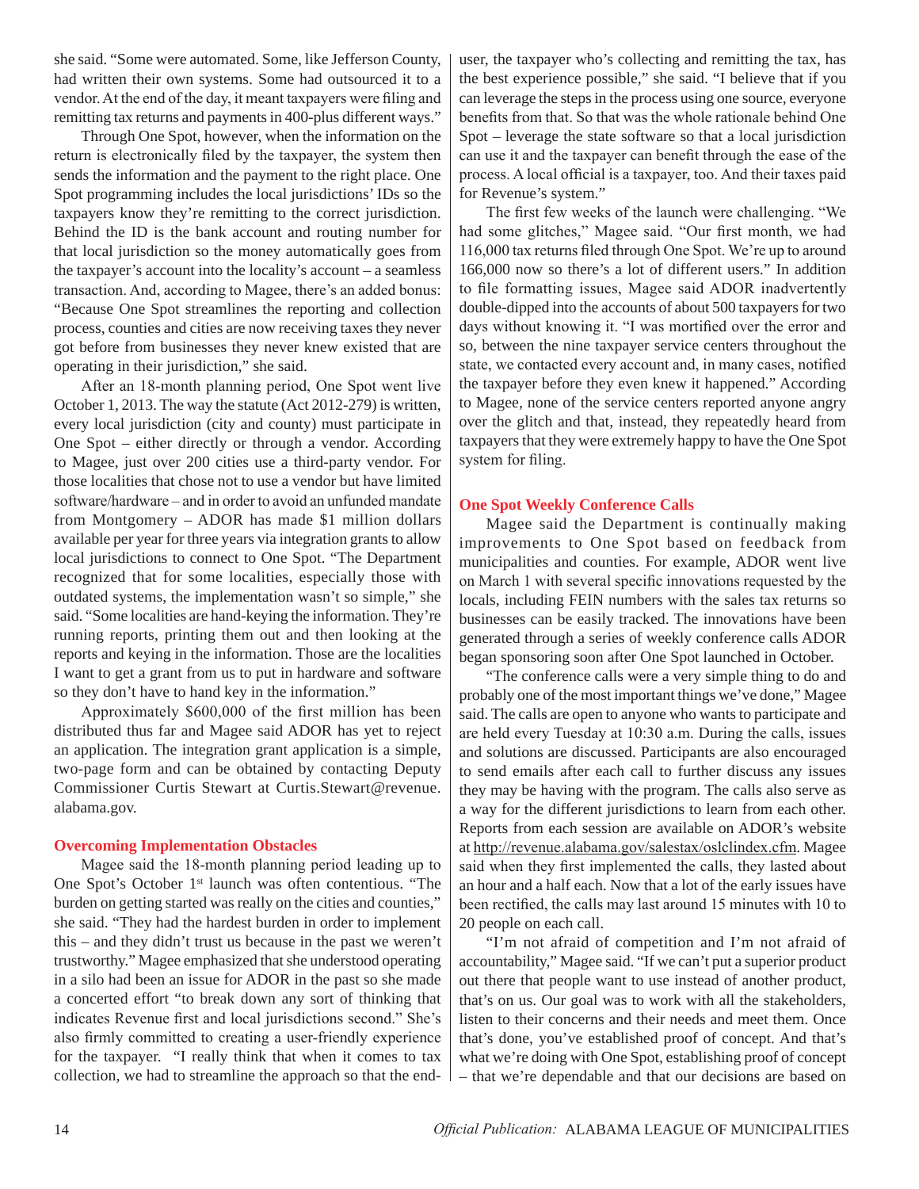she said. "Some were automated. Some, like Jefferson County, had written their own systems. Some had outsourced it to a vendor. At the end of the day, it meant taxpayers were filing and remitting tax returns and payments in 400-plus different ways."

Through One Spot, however, when the information on the return is electronically filed by the taxpayer, the system then sends the information and the payment to the right place. One Spot programming includes the local jurisdictions' IDs so the taxpayers know they're remitting to the correct jurisdiction. Behind the ID is the bank account and routing number for that local jurisdiction so the money automatically goes from the taxpayer's account into the locality's account – a seamless transaction. And, according to Magee, there's an added bonus: "Because One Spot streamlines the reporting and collection process, counties and cities are now receiving taxes they never got before from businesses they never knew existed that are operating in their jurisdiction," she said.

After an 18-month planning period, One Spot went live October 1, 2013. The way the statute (Act 2012-279) is written, every local jurisdiction (city and county) must participate in One Spot – either directly or through a vendor. According to Magee, just over 200 cities use a third-party vendor. For those localities that chose not to use a vendor but have limited software/hardware – and in order to avoid an unfunded mandate from Montgomery – ADOR has made $1 million dollars available per year for three years via integration grants to allow local jurisdictions to connect to One Spot. "The Department recognized that for some localities, especially those with outdated systems, the implementation wasn't so simple," she said. "Some localities are hand-keying the information. They're running reports, printing them out and then looking at the reports and keying in the information. Those are the localities I want to get a grant from us to put in hardware and software so they don't have to hand key in the information."

Approximately $600,000 of the first million has been distributed thus far and Magee said ADOR has yet to reject an application. The integration grant application is a simple, two-page form and can be obtained by contacting Deputy Commissioner Curtis Stewart at Curtis.Stewart@revenue.alabama.gov.

## Overcoming Implementation Obstacles

Magee said the 18-month planning period leading up to One Spot's October 1st launch was often contentious. "The burden on getting started was really on the cities and counties," she said. "They had the hardest burden in order to implement this – and they didn't trust us because in the past we weren't trustworthy." Magee emphasized that she understood operating in a silo had been an issue for ADOR in the past so she made a concerted effort "to break down any sort of thinking that indicates Revenue first and local jurisdictions second." She's also firmly committed to creating a user-friendly experience for the taxpayer. "I really think that when it comes to tax collection, we had to streamline the approach so that the end-user, the taxpayer who's collecting and remitting the tax, has the best experience possible," she said. "I believe that if you can leverage the steps in the process using one source, everyone benefits from that. So that was the whole rationale behind One Spot – leverage the state software so that a local jurisdiction can use it and the taxpayer can benefit through the ease of the process. A local official is a taxpayer, too. And their taxes paid for Revenue's system."

The first few weeks of the launch were challenging. "We had some glitches," Magee said. "Our first month, we had 116,000 tax returns filed through One Spot. We're up to around 166,000 now so there's a lot of different users." In addition to file formatting issues, Magee said ADOR inadvertently double-dipped into the accounts of about 500 taxpayers for two days without knowing it. "I was mortified over the error and so, between the nine taxpayer service centers throughout the state, we contacted every account and, in many cases, notified the taxpayer before they even knew it happened." According to Magee, none of the service centers reported anyone angry over the glitch and that, instead, they repeatedly heard from taxpayers that they were extremely happy to have the One Spot system for filing.

## One Spot Weekly Conference Calls

Magee said the Department is continually making improvements to One Spot based on feedback from municipalities and counties. For example, ADOR went live on March 1 with several specific innovations requested by the locals, including FEIN numbers with the sales tax returns so businesses can be easily tracked. The innovations have been generated through a series of weekly conference calls ADOR began sponsoring soon after One Spot launched in October.

"The conference calls were a very simple thing to do and probably one of the most important things we've done," Magee said. The calls are open to anyone who wants to participate and are held every Tuesday at 10:30 a.m. During the calls, issues and solutions are discussed. Participants are also encouraged to send emails after each call to further discuss any issues they may be having with the program. The calls also serve as a way for the different jurisdictions to learn from each other. Reports from each session are available on ADOR's website at http://revenue.alabama.gov/salestax/oslclindex.cfm. Magee said when they first implemented the calls, they lasted about an hour and a half each. Now that a lot of the early issues have been rectified, the calls may last around 15 minutes with 10 to 20 people on each call.

"I'm not afraid of competition and I'm not afraid of accountability," Magee said. "If we can't put a superior product out there that people want to use instead of another product, that's on us. Our goal was to work with all the stakeholders, listen to their concerns and their needs and meet them. Once that's done, you've established proof of concept. And that's what we're doing with One Spot, establishing proof of concept – that we're dependable and that our decisions are based on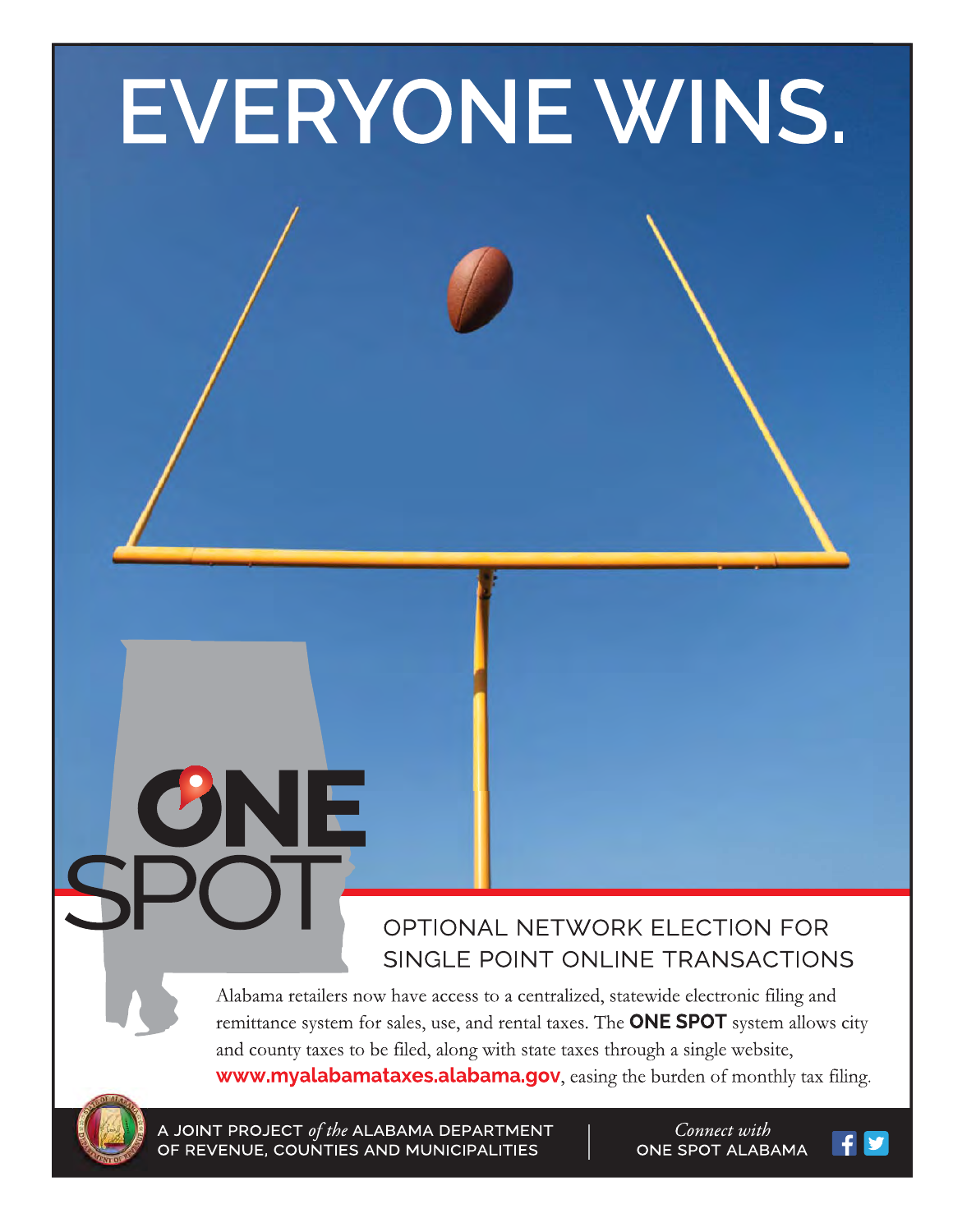# EVERYONE WINS.

**ONE SPOT**

## OPTIONAL NETWORK ELECTION FOR SINGLE POINT ONLINE TRANSACTIONS

Alabama retailers now have access to a centralized, statewide electronic filing and remittance system for sales, use, and rental taxes. The **ONE SPOT** system allows city and county taxes to be filed, along with state taxes through a single website, **www.myalabamataxes.alabama.gov**, easing the burden of monthly tax filing.

A JOINT PROJECT *of the* ALABAMA DEPARTMENT OF REVENUE, COUNTIES AND MUNICIPALITIES

*Connect with* ONE SPOT ALABAMA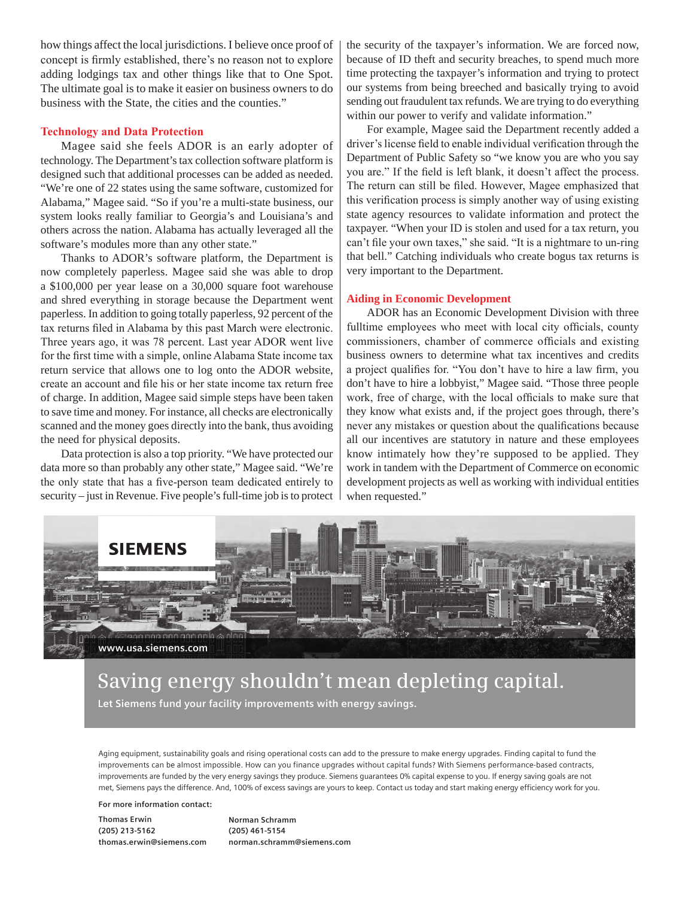how things affect the local jurisdictions. I believe once proof of concept is firmly established, there's no reason not to explore adding lodgings tax and other things like that to One Spot. The ultimate goal is to make it easier on business owners to do business with the State, the cities and the counties."

## Technology and Data Protection

Magee said she feels ADOR is an early adopter of technology. The Department's tax collection software platform is designed such that additional processes can be added as needed. "We're one of 22 states using the same software, customized for Alabama," Magee said. "So if you're a multi-state business, our system looks really familiar to Georgia's and Louisiana's and others across the nation. Alabama has actually leveraged all the software's modules more than any other state."

Thanks to ADOR's software platform, the Department is now completely paperless. Magee said she was able to drop a $100,000 per year lease on a 30,000 square foot warehouse and shred everything in storage because the Department went paperless. In addition to going totally paperless, 92 percent of the tax returns filed in Alabama by this past March were electronic. Three years ago, it was 78 percent. Last year ADOR went live for the first time with a simple, online Alabama State income tax return service that allows one to log onto the ADOR website, create an account and file his or her state income tax return free of charge. In addition, Magee said simple steps have been taken to save time and money. For instance, all checks are electronically scanned and the money goes directly into the bank, thus avoiding the need for physical deposits.

Data protection is also a top priority. "We have protected our data more so than probably any other state," Magee said. "We're the only state that has a five-person team dedicated entirely to security – just in Revenue. Five people's full-time job is to protect the security of the taxpayer's information. We are forced now, because of ID theft and security breaches, to spend much more time protecting the taxpayer's information and trying to protect our systems from being breeched and basically trying to avoid sending out fraudulent tax refunds. We are trying to do everything within our power to verify and validate information."

For example, Magee said the Department recently added a driver's license field to enable individual verification through the Department of Public Safety so "we know you are who you say you are." If the field is left blank, it doesn't affect the process. The return can still be filed. However, Magee emphasized that this verification process is simply another way of using existing state agency resources to validate information and protect the taxpayer. "When your ID is stolen and used for a tax return, you can't file your own taxes," she said. "It is a nightmare to un-ring that bell." Catching individuals who create bogus tax returns is very important to the Department.

## Aiding in Economic Development

ADOR has an Economic Development Division with three fulltime employees who meet with local city officials, county commissioners, chamber of commerce officials and existing business owners to determine what tax incentives and credits a project qualifies for. "You don't have to hire a law firm, you don't have to hire a lobbyist," Magee said. "Those three people work, free of charge, with the local officials to make sure that they know what exists and, if the project goes through, there's never any mistakes or question about the qualifications because all our incentives are statutory in nature and these employees know intimately how they're supposed to be applied. They work in tandem with the Department of Commerce on economic development projects as well as working with individual entities when requested."

---

**SIEMENS**

www.usa.siemens.com

# Saving energy shouldn't mean depleting capital.

**Let Siemens fund your facility improvements with energy savings.**

Aging equipment, sustainability goals and rising operational costs can add to the pressure to make energy upgrades. Finding capital to fund the improvements can be almost impossible. How can you finance upgrades without capital funds? With Siemens performance-based contracts, improvements are funded by the very energy savings they produce. Siemens guarantees 0% capital expense to you. If energy saving goals are not met, Siemens pays the difference. And, 100% of excess savings are yours to keep. Contact us today and start making energy efficiency work for you.

**For more information contact:**

**Thomas Erwin**
**(205) 213-5162**
**thomas.erwin@siemens.com**

**Norman Schramm**
**(205) 461-5154**
**norman.schramm@siemens.com**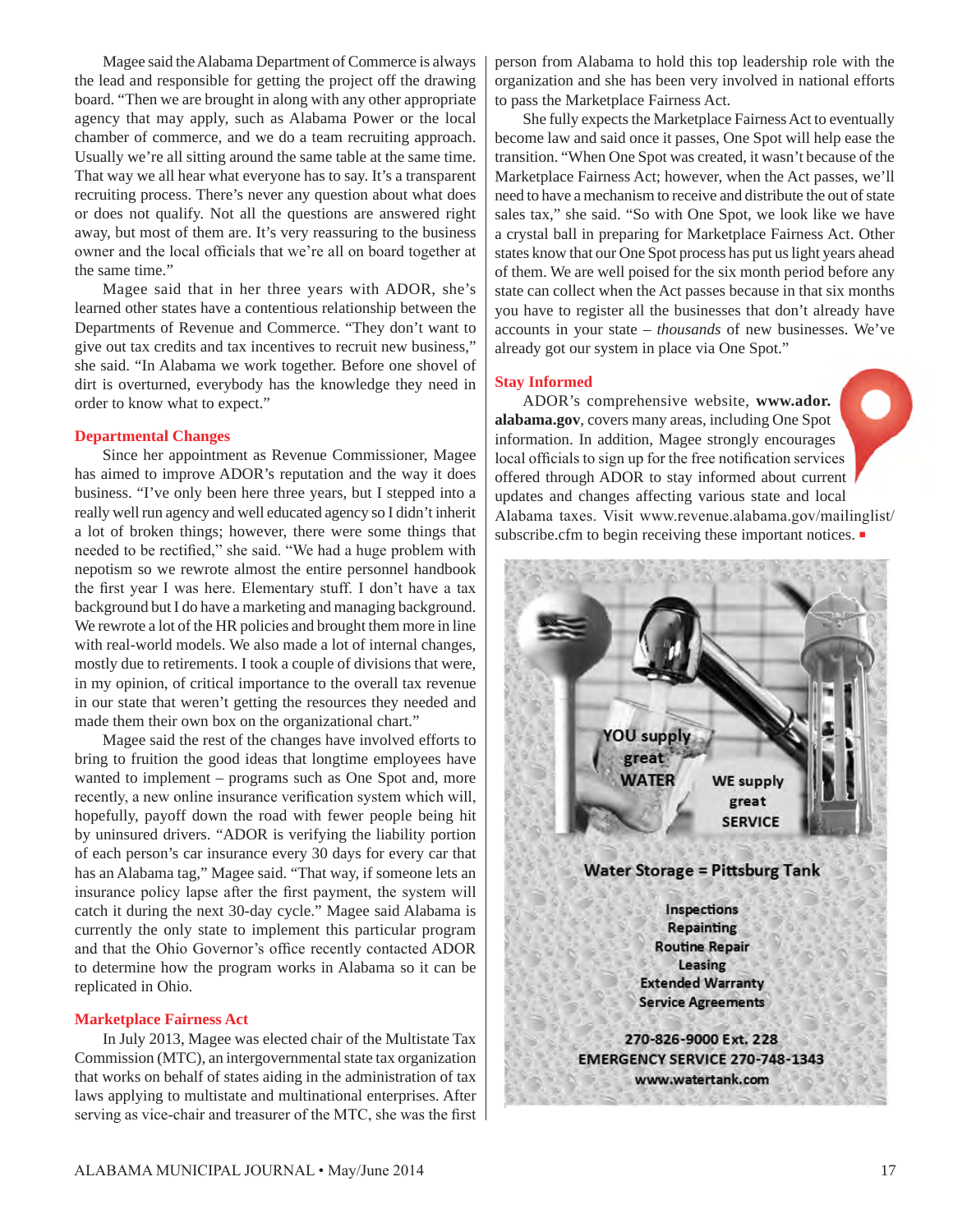Magee said the Alabama Department of Commerce is always the lead and responsible for getting the project off the drawing board. "Then we are brought in along with any other appropriate agency that may apply, such as Alabama Power or the local chamber of commerce, and we do a team recruiting approach. Usually we're all sitting around the same table at the same time. That way we all hear what everyone has to say. It's a transparent recruiting process. There's never any question about what does or does not qualify. Not all the questions are answered right away, but most of them are. It's very reassuring to the business owner and the local officials that we're all on board together at the same time."

Magee said that in her three years with ADOR, she's learned other states have a contentious relationship between the Departments of Revenue and Commerce. "They don't want to give out tax credits and tax incentives to recruit new business," she said. "In Alabama we work together. Before one shovel of dirt is overturned, everybody has the knowledge they need in order to know what to expect."

### Departmental Changes

Since her appointment as Revenue Commissioner, Magee has aimed to improve ADOR's reputation and the way it does business. "I've only been here three years, but I stepped into a really well run agency and well educated agency so I didn't inherit a lot of broken things; however, there were some things that needed to be rectified," she said. "We had a huge problem with nepotism so we rewrote almost the entire personnel handbook the first year I was here. Elementary stuff. I don't have a tax background but I do have a marketing and managing background. We rewrote a lot of the HR policies and brought them more in line with real-world models. We also made a lot of internal changes, mostly due to retirements. I took a couple of divisions that were, in my opinion, of critical importance to the overall tax revenue in our state that weren't getting the resources they needed and made them their own box on the organizational chart."

Magee said the rest of the changes have involved efforts to bring to fruition the good ideas that longtime employees have wanted to implement – programs such as One Spot and, more recently, a new online insurance verification system which will, hopefully, payoff down the road with fewer people being hit by uninsured drivers. "ADOR is verifying the liability portion of each person's car insurance every 30 days for every car that has an Alabama tag," Magee said. "That way, if someone lets an insurance policy lapse after the first payment, the system will catch it during the next 30-day cycle." Magee said Alabama is currently the only state to implement this particular program and that the Ohio Governor's office recently contacted ADOR to determine how the program works in Alabama so it can be replicated in Ohio.

### Marketplace Fairness Act

In July 2013, Magee was elected chair of the Multistate Tax Commission (MTC), an intergovernmental state tax organization that works on behalf of states aiding in the administration of tax laws applying to multistate and multinational enterprises. After serving as vice-chair and treasurer of the MTC, she was the first person from Alabama to hold this top leadership role with the organization and she has been very involved in national efforts to pass the Marketplace Fairness Act.

She fully expects the Marketplace Fairness Act to eventually become law and said once it passes, One Spot will help ease the transition. "When One Spot was created, it wasn't because of the Marketplace Fairness Act; however, when the Act passes, we'll need to have a mechanism to receive and distribute the out of state sales tax," she said. "So with One Spot, we look like we have a crystal ball in preparing for Marketplace Fairness Act. Other states know that our One Spot process has put us light years ahead of them. We are well poised for the six month period before any state can collect when the Act passes because in that six months you have to register all the businesses that don't already have accounts in your state – *thousands* of new businesses. We've already got our system in place via One Spot."

### Stay Informed

ADOR's comprehensive website, **www.ador.alabama.gov**, covers many areas, including One Spot information. In addition, Magee strongly encourages local officials to sign up for the free notification services offered through ADOR to stay informed about current updates and changes affecting various state and local Alabama taxes. Visit www.revenue.alabama.gov/mailinglist/subscribe.cfm to begin receiving these important notices. ▪

YOU supply great WATER

WE supply great SERVICE

Water Storage = Pittsburg Tank

Inspections
Repainting
Routine Repair
Leasing
Extended Warranty
Service Agreements

270-826-9000 Ext. 228
EMERGENCY SERVICE 270-748-1343
www.watertank.com